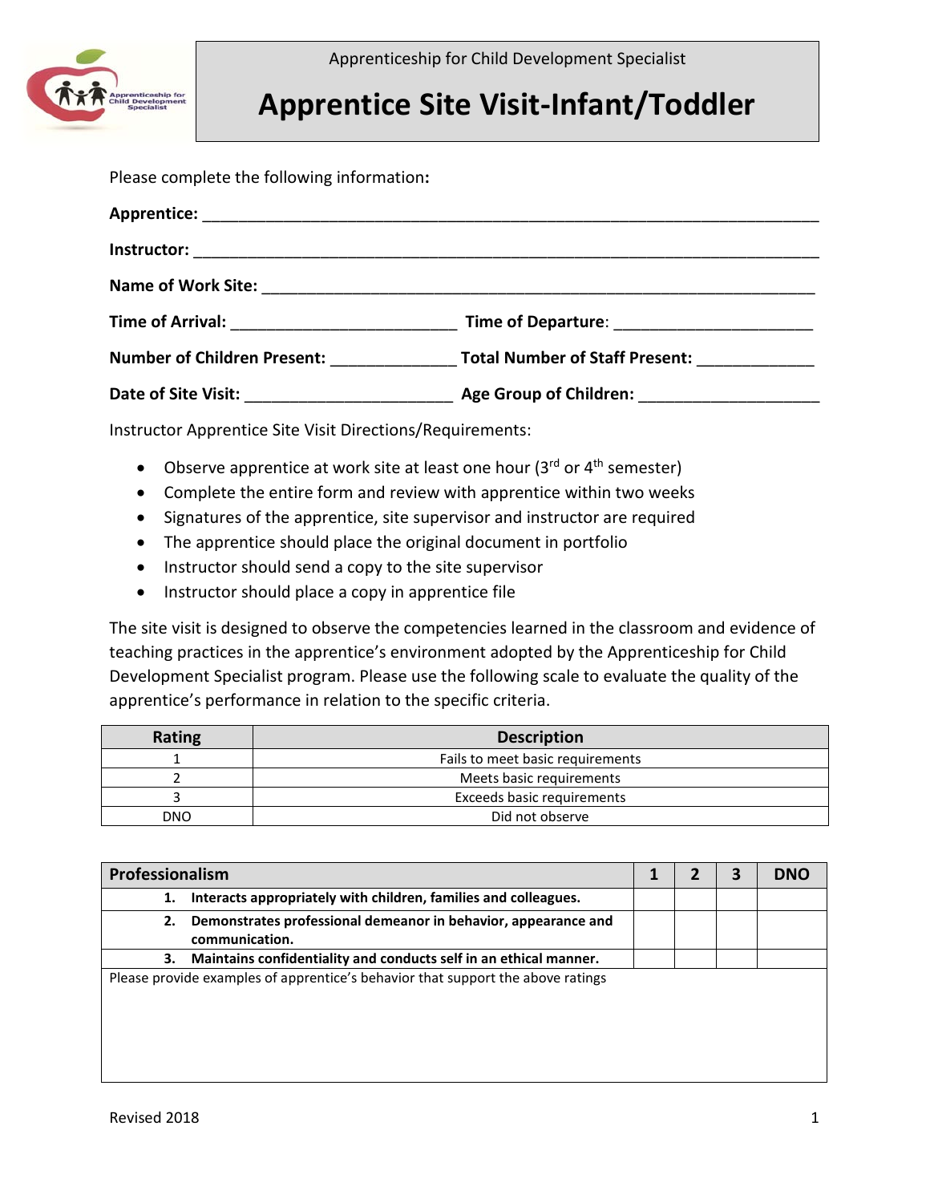Apprenticeship for Child Development Specialist

# Apprentice Site Visit-Infant/Toddler

Please complete the following information**:**

**Apprentice:** ______________________________________________________________________

**Instructor:** _______________________________________________________________________

**Name of Work Site:** _______________________________________________________________

**Time of Arrival:** _________________________ **Time of Departure**: _____________________

**Number of Children Present:** ______________ **Total Number of Staff Present:** _____________

**Date of Site Visit:** _______________________ **Age Group of Children:** ___________________

Instructor Apprentice Site Visit Directions/Requirements:

- Observe apprentice at work site at least one hour (3rd or 4th semester)
- Complete the entire form and review with apprentice within two weeks
- Signatures of the apprentice, site supervisor and instructor are required
- The apprentice should place the original document in portfolio
- Instructor should send a copy to the site supervisor
- Instructor should place a copy in apprentice file

The site visit is designed to observe the competencies learned in the classroom and evidence of teaching practices in the apprentice's environment adopted by the Apprenticeship for Child Development Specialist program. Please use the following scale to evaluate the quality of the apprentice's performance in relation to the specific criteria.

| Rating | Description |
|---|---|
| 1 | Fails to meet basic requirements |
| 2 | Meets basic requirements |
| 3 | Exceeds basic requirements |
| DNO | Did not observe |

| Professionalism | 1 | 2 | 3 | DNO |
|---|---|---|---|---|
| **1. Interacts appropriately with children, families and colleagues.** | | | | |
| **2. Demonstrates professional demeanor in behavior, appearance and communication.** | | | | |
| **3. Maintains confidentiality and conducts self in an ethical manner.** | | | | |
| Please provide examples of apprentice's behavior that support the above ratings | | | | |

Revised 2018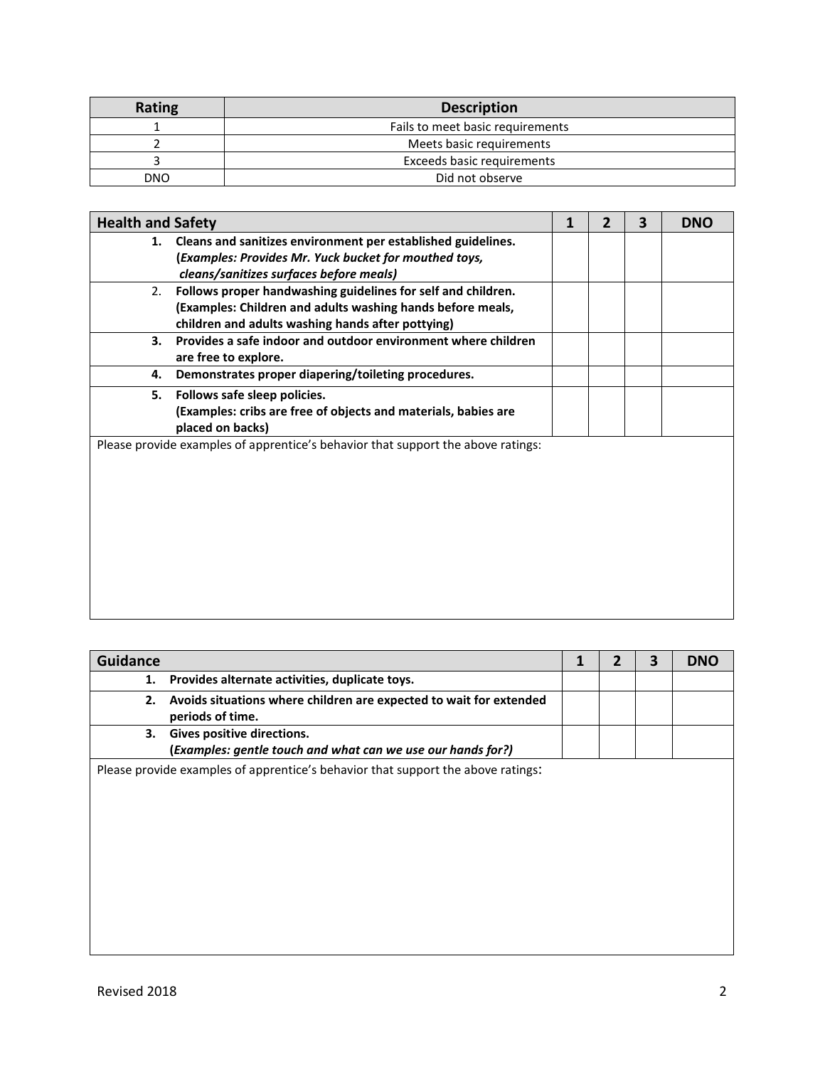| Rating | Description |
|---|---|
| 1 | Fails to meet basic requirements |
| 2 | Meets basic requirements |
| 3 | Exceeds basic requirements |
| DNO | Did not observe |

| Health and Safety | 1 | 2 | 3 | DNO |
|---|---|---|---|---|
| **1. Cleans and sanitizes environment per established guidelines. (*Examples: Provides Mr. Yuck bucket for mouthed toys, cleans/sanitizes surfaces before meals)*** | | | | |
| 2. **Follows proper handwashing guidelines for self and children. (Examples: Children and adults washing hands before meals, children and adults washing hands after pottying)** | | | | |
| **3. Provides a safe indoor and outdoor environment where children are free to explore.** | | | | |
| **4. Demonstrates proper diapering/toileting procedures.** | | | | |
| **5. Follows safe sleep policies. (Examples: cribs are free of objects and materials, babies are placed on backs)** | | | | |

Please provide examples of apprentice's behavior that support the above ratings:

| Guidance | 1 | 2 | 3 | DNO |
|---|---|---|---|---|
| **1. Provides alternate activities, duplicate toys.** | | | | |
| **2. Avoids situations where children are expected to wait for extended periods of time.** | | | | |
| **3. Gives positive directions. (*Examples: gentle touch and what can we use our hands for?)*** | | | | |

Please provide examples of apprentice's behavior that support the above ratings:

Revised 2018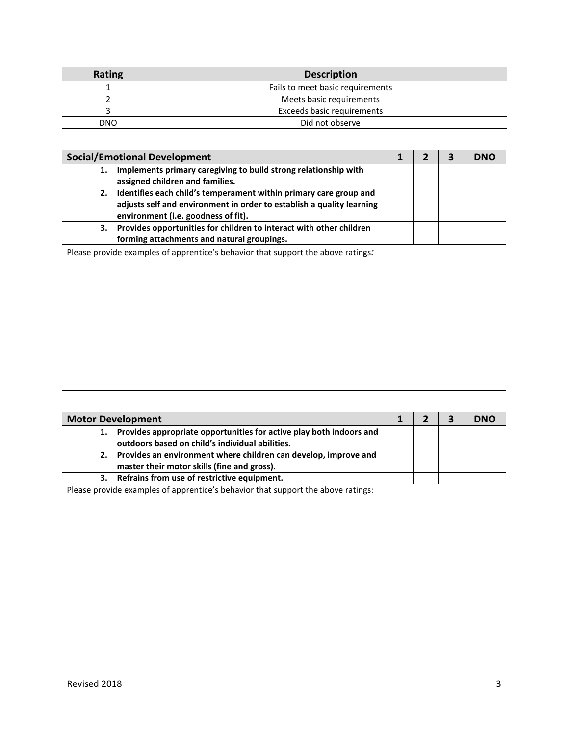| Rating | Description |
|---|---|
| 1 | Fails to meet basic requirements |
| 2 | Meets basic requirements |
| 3 | Exceeds basic requirements |
| DNO | Did not observe |

| Social/Emotional Development | 1 | 2 | 3 | DNO |
|---|---|---|---|---|
| **1. Implements primary caregiving to build strong relationship with assigned children and families.** | | | | |
| **2. Identifies each child's temperament within primary care group and adjusts self and environment in order to establish a quality learning environment (i.e. goodness of fit).** | | | | |
| **3. Provides opportunities for children to interact with other children forming attachments and natural groupings.** | | | | |

Please provide examples of apprentice's behavior that support the above ratings*:*

| Motor Development | 1 | 2 | 3 | DNO |
|---|---|---|---|---|
| **1. Provides appropriate opportunities for active play both indoors and outdoors based on child's individual abilities.** | | | | |
| **2. Provides an environment where children can develop, improve and master their motor skills (fine and gross).** | | | | |
| **3. Refrains from use of restrictive equipment.** | | | | |

Please provide examples of apprentice's behavior that support the above ratings:

Revised 2018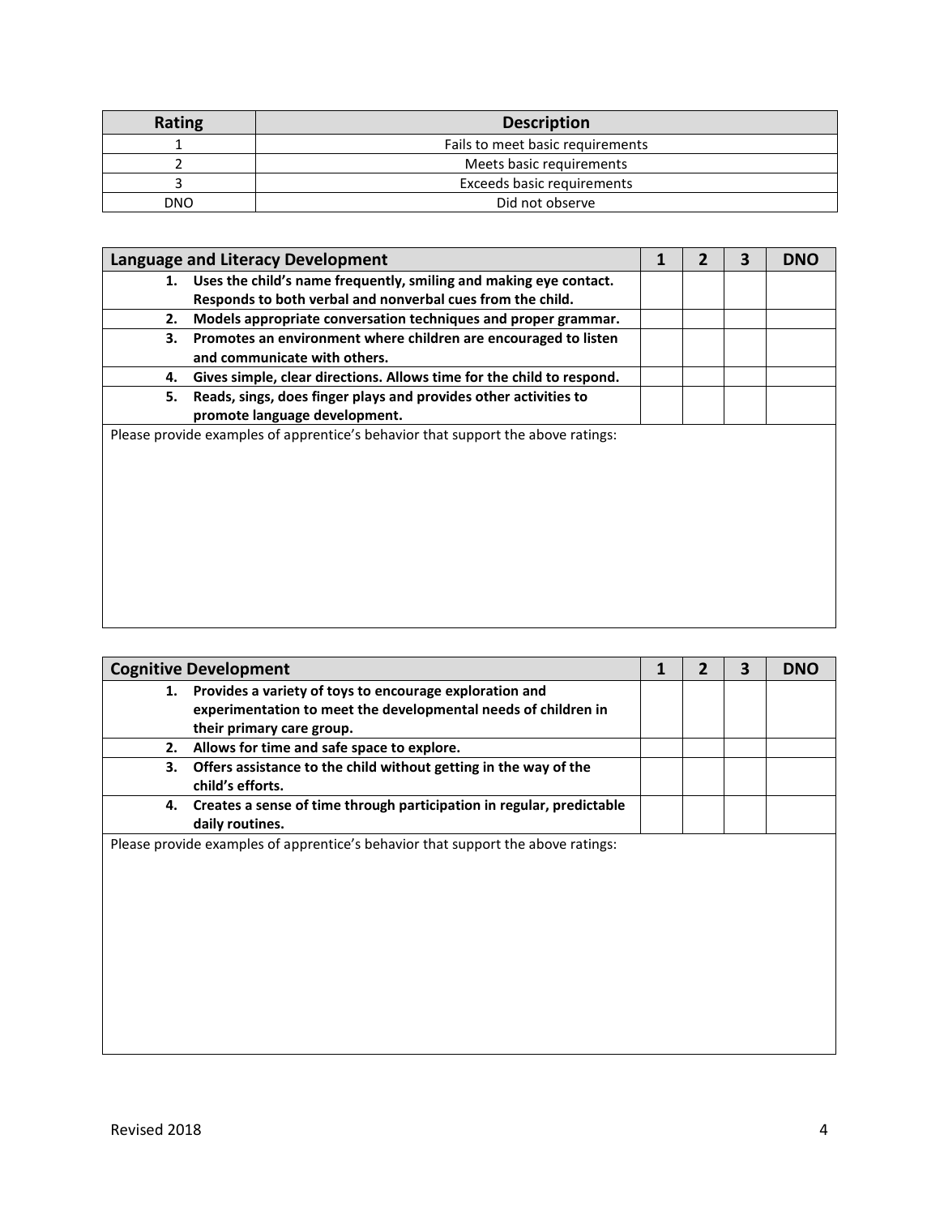| Rating | Description |
|---|---|
| 1 | Fails to meet basic requirements |
| 2 | Meets basic requirements |
| 3 | Exceeds basic requirements |
| DNO | Did not observe |

| Language and Literacy Development | 1 | 2 | 3 | DNO |
|---|---|---|---|---|
| **1. Uses the child's name frequently, smiling and making eye contact. Responds to both verbal and nonverbal cues from the child.** | | | | |
| **2. Models appropriate conversation techniques and proper grammar.** | | | | |
| **3. Promotes an environment where children are encouraged to listen and communicate with others.** | | | | |
| **4. Gives simple, clear directions. Allows time for the child to respond.** | | | | |
| **5. Reads, sings, does finger plays and provides other activities to promote language development.** | | | | |

Please provide examples of apprentice's behavior that support the above ratings:

| Cognitive Development | 1 | 2 | 3 | DNO |
|---|---|---|---|---|
| **1. Provides a variety of toys to encourage exploration and experimentation to meet the developmental needs of children in their primary care group.** | | | | |
| **2. Allows for time and safe space to explore.** | | | | |
| **3. Offers assistance to the child without getting in the way of the child's efforts.** | | | | |
| **4. Creates a sense of time through participation in regular, predictable daily routines.** | | | | |

Please provide examples of apprentice's behavior that support the above ratings:

Revised 2018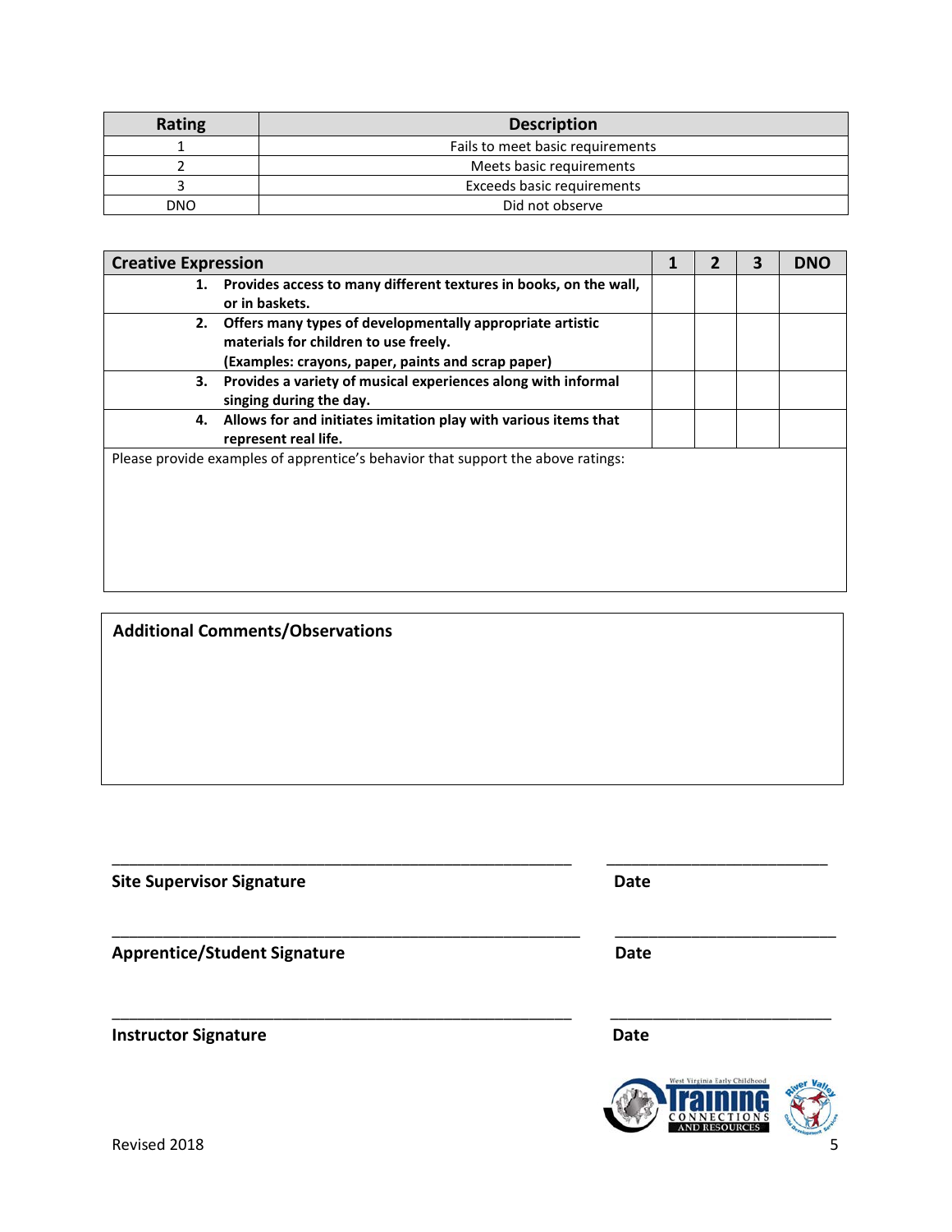| Rating | Description |
|---|---|
| 1 | Fails to meet basic requirements |
| 2 | Meets basic requirements |
| 3 | Exceeds basic requirements |
| DNO | Did not observe |

| Creative Expression | 1 | 2 | 3 | DNO |
|---|---|---|---|---|
| **1. Provides access to many different textures in books, on the wall, or in baskets.** | | | | |
| **2. Offers many types of developmentally appropriate artistic materials for children to use freely. (Examples: crayons, paper, paints and scrap paper)** | | | | |
| **3. Provides a variety of musical experiences along with informal singing during the day.** | | | | |
| **4. Allows for and initiates imitation play with various items that represent real life.** | | | | |
| Please provide examples of apprentice's behavior that support the above ratings: | | | | |

**Additional Comments/Observations**

_______________________________________________________ _________________________

**Site Supervisor Signature** **Date**

_______________________________________________________ _________________________

**Apprentice/Student Signature** **Date**

_______________________________________________________ _________________________

**Instructor Signature** **Date**

Revised 2018